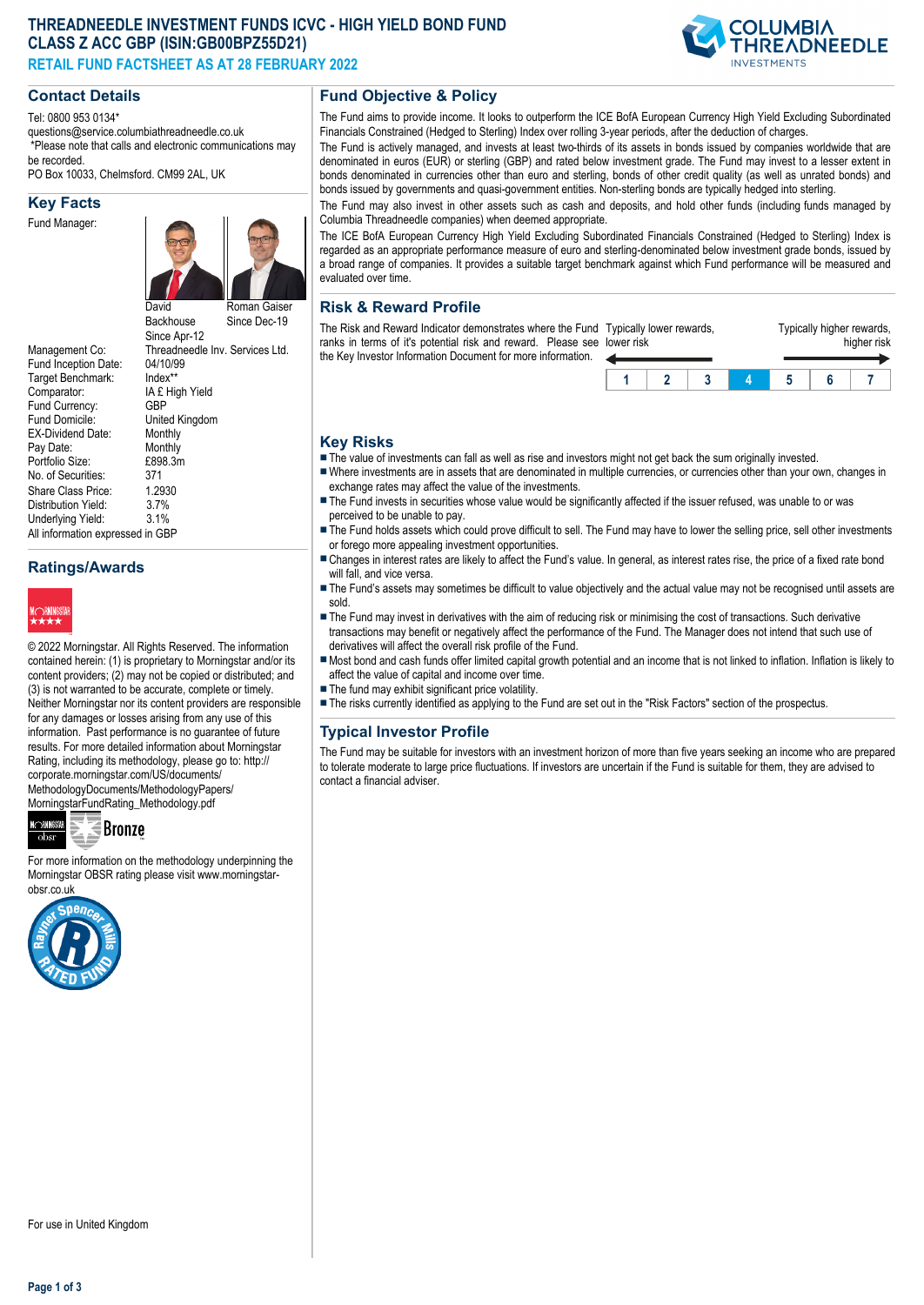# THREADNEEDLE INVESTMENT FUNDS ICVC - HIGH YIELD BOND FUND CLASS Z ACC GBP (ISIN:GB00BPZ55D21)

## RETAIL FUND FACTSHEET AS AT 28 FEBRUARY 2022

## Contact Details

Tel: 0800 953 0134*
questions@service.columbiathreadneedle.co.uk
*Please note that calls and electronic communications may be recorded.
PO Box 10033, Chelmsford. CM99 2AL, UK

## Key Facts

| | |
|---|---|
| Fund Manager: | David Backhouse Since Apr-12; Roman Gaiser Since Dec-19 |
| Management Co: | Threadneedle Inv. Services Ltd. |
| Fund Inception Date: | 04/10/99 |
| Target Benchmark: | Index** |
| Comparator: | IA £ High Yield |
| Fund Currency: | GBP |
| Fund Domicile: | United Kingdom |
| EX-Dividend Date: | Monthly |
| Pay Date: | Monthly |
| Portfolio Size: | £898.3m |
| No. of Securities: | 371 |
| Share Class Price: | 1.2930 |
| Distribution Yield: | 3.7% |
| Underlying Yield: | 3.1% |

All information expressed in GBP

## Ratings/Awards

© 2022 Morningstar. All Rights Reserved. The information contained herein: (1) is proprietary to Morningstar and/or its content providers; (2) may not be copied or distributed; and (3) is not warranted to be accurate, complete or timely. Neither Morningstar nor its content providers are responsible for any damages or losses arising from any use of this information. Past performance is no guarantee of future results. For more detailed information about Morningstar Rating, including its methodology, please go to: http://corporate.morningstar.com/US/documents/MethodologyDocuments/MethodologyPapers/MorningstarFundRating_Methodology.pdf

Bronze

For more information on the methodology underpinning the Morningstar OBSR rating please visit www.morningstar-obsr.co.uk

For use in United Kingdom

## Fund Objective & Policy

The Fund aims to provide income. It looks to outperform the ICE BofA European Currency High Yield Excluding Subordinated Financials Constrained (Hedged to Sterling) Index over rolling 3-year periods, after the deduction of charges.

The Fund is actively managed, and invests at least two-thirds of its assets in bonds issued by companies worldwide that are denominated in euros (EUR) or sterling (GBP) and rated below investment grade. The Fund may invest to a lesser extent in bonds denominated in currencies other than euro and sterling, bonds of other credit quality (as well as unrated bonds) and bonds issued by governments and quasi-government entities. Non-sterling bonds are typically hedged into sterling.

The Fund may also invest in other assets such as cash and deposits, and hold other funds (including funds managed by Columbia Threadneedle companies) when deemed appropriate.

The ICE BofA European Currency High Yield Excluding Subordinated Financials Constrained (Hedged to Sterling) Index is regarded as an appropriate performance measure of euro and sterling-denominated below investment grade bonds, issued by a broad range of companies. It provides a suitable target benchmark against which Fund performance will be measured and evaluated over time.

## Risk & Reward Profile

The Risk and Reward Indicator demonstrates where the Fund ranks in terms of it's potential risk and reward. Please see the Key Investor Information Document for more information.

Typically lower rewards, lower risk — Typically higher rewards, higher risk

| 1 | 2 | 3 | **4** | 5 | 6 | 7 |
|---|---|---|---|---|---|---|

## Key Risks

- The value of investments can fall as well as rise and investors might not get back the sum originally invested.
- Where investments are in assets that are denominated in multiple currencies, or currencies other than your own, changes in exchange rates may affect the value of the investments.
- The Fund invests in securities whose value would be significantly affected if the issuer refused, was unable to or was perceived to be unable to pay.
- The Fund holds assets which could prove difficult to sell. The Fund may have to lower the selling price, sell other investments or forego more appealing investment opportunities.
- Changes in interest rates are likely to affect the Fund's value. In general, as interest rates rise, the price of a fixed rate bond will fall, and vice versa.
- The Fund's assets may sometimes be difficult to value objectively and the actual value may not be recognised until assets are sold.
- The Fund may invest in derivatives with the aim of reducing risk or minimising the cost of transactions. Such derivative transactions may benefit or negatively affect the performance of the Fund. The Manager does not intend that such use of derivatives will affect the overall risk profile of the Fund.
- Most bond and cash funds offer limited capital growth potential and an income that is not linked to inflation. Inflation is likely to affect the value of capital and income over time.
- The fund may exhibit significant price volatility.
- The risks currently identified as applying to the Fund are set out in the "Risk Factors" section of the prospectus.

## Typical Investor Profile

The Fund may be suitable for investors with an investment horizon of more than five years seeking an income who are prepared to tolerate moderate to large price fluctuations. If investors are uncertain if the Fund is suitable for them, they are advised to contact a financial adviser.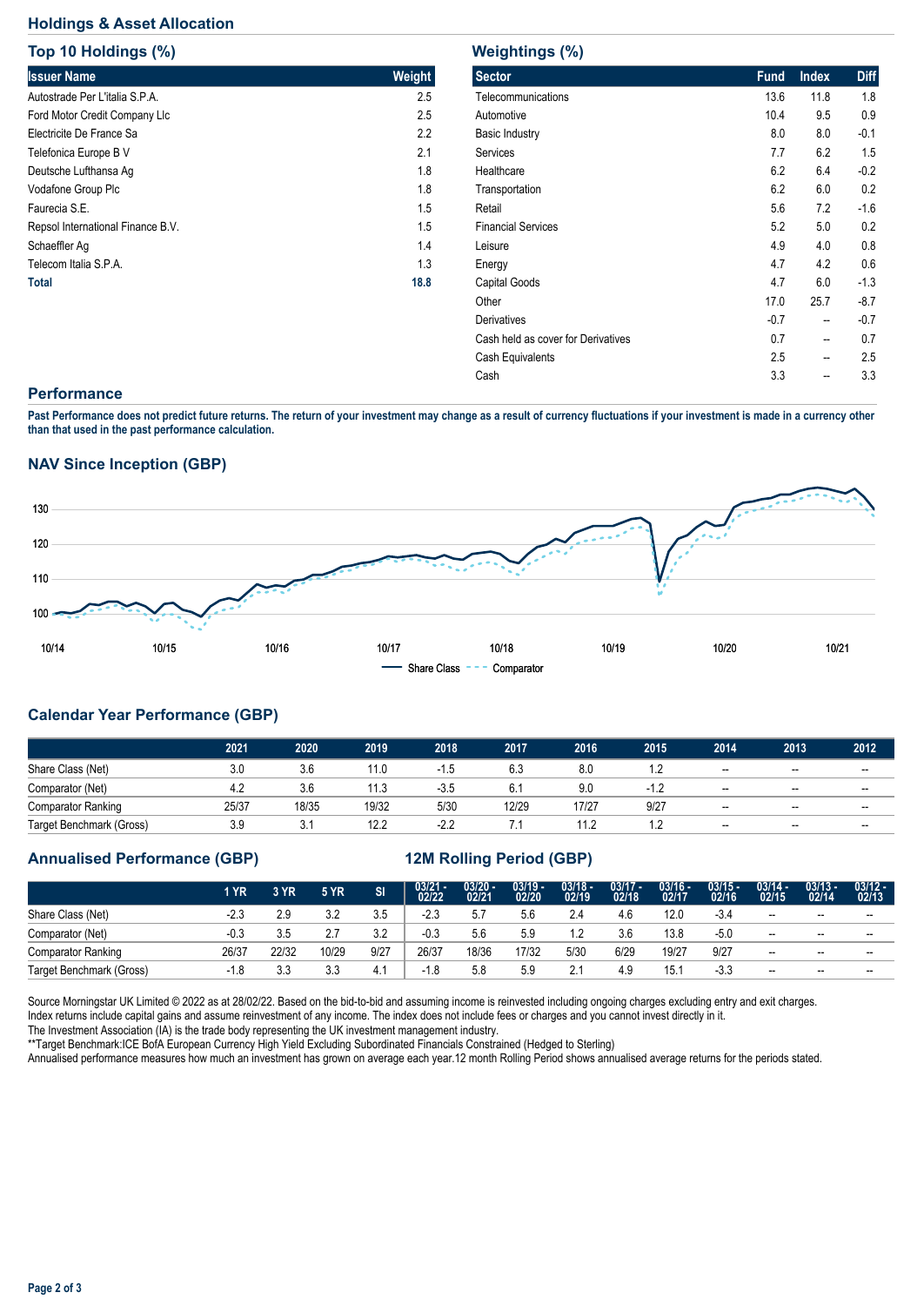## Holdings & Asset Allocation

### Top 10 Holdings (%)

| Issuer Name | Weight |
|---|---|
| Autostrade Per L'italia S.P.A. | 2.5 |
| Ford Motor Credit Company Llc | 2.5 |
| Electricite De France Sa | 2.2 |
| Telefonica Europe B V | 2.1 |
| Deutsche Lufthansa Ag | 1.8 |
| Vodafone Group Plc | 1.8 |
| Faurecia S.E. | 1.5 |
| Repsol International Finance B.V. | 1.5 |
| Schaeffler Ag | 1.4 |
| Telecom Italia S.P.A. | 1.3 |
| **Total** | **18.8** |

### Weightings (%)

| Sector | Fund | Index | Diff |
|---|---|---|---|
| Telecommunications | 13.6 | 11.8 | 1.8 |
| Automotive | 10.4 | 9.5 | 0.9 |
| Basic Industry | 8.0 | 8.0 | -0.1 |
| Services | 7.7 | 6.2 | 1.5 |
| Healthcare | 6.2 | 6.4 | -0.2 |
| Transportation | 6.2 | 6.0 | 0.2 |
| Retail | 5.6 | 7.2 | -1.6 |
| Financial Services | 5.2 | 5.0 | 0.2 |
| Leisure | 4.9 | 4.0 | 0.8 |
| Energy | 4.7 | 4.2 | 0.6 |
| Capital Goods | 4.7 | 6.0 | -1.3 |
| Other | 17.0 | 25.7 | -8.7 |
| Derivatives | -0.7 | -- | -0.7 |
| Cash held as cover for Derivatives | 0.7 | -- | 0.7 |
| Cash Equivalents | 2.5 | -- | 2.5 |
| Cash | 3.3 | -- | 3.3 |

## Performance

**Past Performance does not predict future returns. The return of your investment may change as a result of currency fluctuations if your investment is made in a currency other than that used in the past performance calculation.**

### NAV Since Inception (GBP)

Share Class — Comparator

### Calendar Year Performance (GBP)

| | 2021 | 2020 | 2019 | 2018 | 2017 | 2016 | 2015 | 2014 | 2013 | 2012 |
|---|---|---|---|---|---|---|---|---|---|---|
| Share Class (Net) | 3.0 | 3.6 | 11.0 | -1.5 | 6.3 | 8.0 | 1.2 | -- | -- | -- |
| Comparator (Net) | 4.2 | 3.6 | 11.3 | -3.5 | 6.1 | 9.0 | -1.2 | -- | -- | -- |
| Comparator Ranking | 25/37 | 18/35 | 19/32 | 5/30 | 12/29 | 17/27 | 9/27 | -- | -- | -- |
| Target Benchmark (Gross) | 3.9 | 3.1 | 12.2 | -2.2 | 7.1 | 11.2 | 1.2 | -- | -- | -- |

### Annualised Performance (GBP)

| | 1 YR | 3 YR | 5 YR | SI |
|---|---|---|---|---|
| Share Class (Net) | -2.3 | 2.9 | 3.2 | 3.5 |
| Comparator (Net) | -0.3 | 3.5 | 2.7 | 3.2 |
| Comparator Ranking | 26/37 | 22/32 | 10/29 | 9/27 |
| Target Benchmark (Gross) | -1.8 | 3.3 | 3.3 | 4.1 |

### 12M Rolling Period (GBP)

| | 03/21 - 02/22 | 03/20 - 02/21 | 03/19 - 02/20 | 03/18 - 02/19 | 03/17 - 02/18 | 03/16 - 02/17 | 03/15 - 02/16 | 03/14 - 02/15 | 03/13 - 02/14 | 03/12 - 02/13 |
|---|---|---|---|---|---|---|---|---|---|---|
| Share Class (Net) | -2.3 | 5.7 | 5.6 | 2.4 | 4.6 | 12.0 | -3.4 | -- | -- | -- |
| Comparator (Net) | -0.3 | 5.6 | 5.9 | 1.2 | 3.6 | 13.8 | -5.0 | -- | -- | -- |
| Comparator Ranking | 26/37 | 18/36 | 17/32 | 5/30 | 6/29 | 19/27 | 9/27 | -- | -- | -- |
| Target Benchmark (Gross) | -1.8 | 5.8 | 5.9 | 2.1 | 4.9 | 15.1 | -3.3 | -- | -- | -- |

Source Morningstar UK Limited © 2022 as at 28/02/22. Based on the bid-to-bid and assuming income is reinvested including ongoing charges excluding entry and exit charges.
Index returns include capital gains and assume reinvestment of any income. The index does not include fees or charges and you cannot invest directly in it.
The Investment Association (IA) is the trade body representing the UK investment management industry.
**Target Benchmark:ICE BofA European Currency High Yield Excluding Subordinated Financials Constrained (Hedged to Sterling)
Annualised performance measures how much an investment has grown on average each year.12 month Rolling Period shows annualised average returns for the periods stated.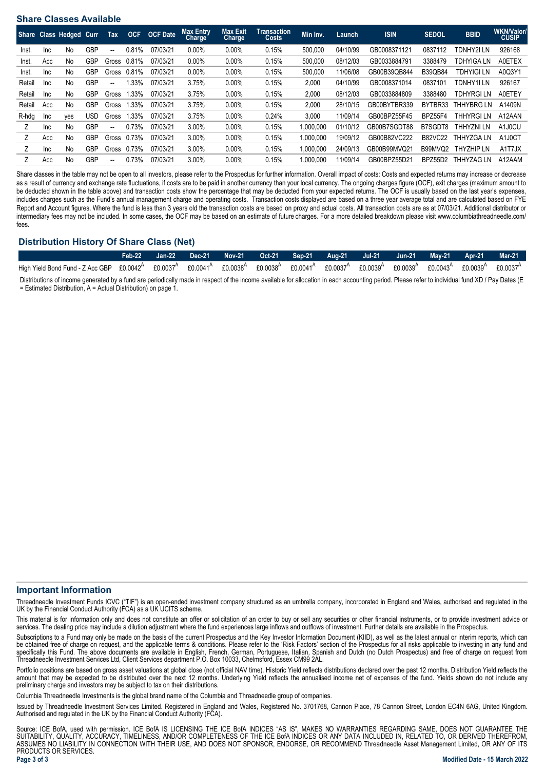## Share Classes Available

| Share | Class | Hedged | Curr | Tax | OCF | OCF Date | Max Entry Charge | Max Exit Charge | Transaction Costs | Min Inv. | Launch | ISIN | SEDOL | BBID | WKN/Valor/ CUSIP |
|---|---|---|---|---|---|---|---|---|---|---|---|---|---|---|---|
| Inst. | Inc | No | GBP | -- | 0.81% | 07/03/21 | 0.00% | 0.00% | 0.15% | 500,000 | 04/10/99 | GB0008371121 | 0837112 | TDNHY2I LN | 926168 |
| Inst. | Acc | No | GBP | Gross | 0.81% | 07/03/21 | 0.00% | 0.00% | 0.15% | 500,000 | 08/12/03 | GB0033884791 | 3388479 | TDHYIGA LN | A0ETEX |
| Inst. | Inc | No | GBP | Gross | 0.81% | 07/03/21 | 0.00% | 0.00% | 0.15% | 500,000 | 11/06/08 | GB00B39QB844 | B39QB84 | TDHYIGI LN | A0Q3Y1 |
| Retail | Inc | No | GBP | -- | 1.33% | 07/03/21 | 3.75% | 0.00% | 0.15% | 2,000 | 04/10/99 | GB0008371014 | 0837101 | TDNHY1I LN | 926167 |
| Retail | Inc | No | GBP | Gross | 1.33% | 07/03/21 | 3.75% | 0.00% | 0.15% | 2,000 | 08/12/03 | GB0033884809 | 3388480 | TDHYRGI LN | A0ETEY |
| Retail | Acc | No | GBP | Gross | 1.33% | 07/03/21 | 3.75% | 0.00% | 0.15% | 2,000 | 28/10/15 | GB00BYTBR339 | BYTBR33 | THHYBRG LN | A1409N |
| R-hdg | Inc | yes | USD | Gross | 1.33% | 07/03/21 | 3.75% | 0.00% | 0.24% | 3,000 | 11/09/14 | GB00BPZ55F45 | BPZ55F4 | THHYRGI LN | A12AAN |
| Z | Inc | No | GBP | -- | 0.73% | 07/03/21 | 3.00% | 0.00% | 0.15% | 1,000,000 | 01/10/12 | GB00B7SGDT88 | B7SGDT8 | THHYZNI LN | A1J0CU |
| Z | Acc | No | GBP | Gross | 0.73% | 07/03/21 | 3.00% | 0.00% | 0.15% | 1,000,000 | 19/09/12 | GB00B82VC222 | B82VC22 | THHYZGA LN | A1J0CT |
| Z | Inc | No | GBP | Gross | 0.73% | 07/03/21 | 3.00% | 0.00% | 0.15% | 1,000,000 | 24/09/13 | GB00B99MVQ21 | B99MVQ2 | THYZHIP LN | A1T7JX |
| Z | Acc | No | GBP | -- | 0.73% | 07/03/21 | 3.00% | 0.00% | 0.15% | 1,000,000 | 11/09/14 | GB00BPZ55D21 | BPZ55D2 | THHYZAG LN | A12AAM |

Share classes in the table may not be open to all investors, please refer to the Prospectus for further information. Overall impact of costs: Costs and expected returns may increase or decrease as a result of currency and exchange rate fluctuations, if costs are to be paid in another currency than your local currency. The ongoing charges figure (OCF), exit charges (maximum amount to be deducted shown in the table above) and transaction costs show the percentage that may be deducted from your expected returns. The OCF is usually based on the last year's expenses, includes charges such as the Fund's annual management charge and operating costs. Transaction costs displayed are based on a three year average total and are calculated based on FYE Report and Account figures. Where the fund is less than 3 years old the transaction costs are based on proxy and actual costs. All transaction costs are as at 07/03/21. Additional distributor or intermediary fees may not be included. In some cases, the OCF may be based on an estimate of future charges. For a more detailed breakdown please visit www.columbiathreadneedle.com/fees.

## Distribution History Of Share Class (Net)

| | Feb-22 | Jan-22 | Dec-21 | Nov-21 | Oct-21 | Sep-21 | Aug-21 | Jul-21 | Jun-21 | May-21 | Apr-21 | Mar-21 |
|---|---|---|---|---|---|---|---|---|---|---|---|---|
| High Yield Bond Fund - Z Acc GBP | £0.0042[A] | £0.0037[A] | £0.0041[A] | £0.0038[A] | £0.0038[A] | £0.0041[A] | £0.0037[A] | £0.0039[A] | £0.0039[A] | £0.0043[A] | £0.0039[A] | £0.0037[A] |

Distributions of income generated by a fund are periodically made in respect of the income available for allocation in each accounting period. Please refer to individual fund XD / Pay Dates (E = Estimated Distribution, A = Actual Distribution) on page 1.

## Important Information

Threadneedle Investment Funds ICVC ("TIF") is an open-ended investment company structured as an umbrella company, incorporated in England and Wales, authorised and regulated in the UK by the Financial Conduct Authority (FCA) as a UK UCITS scheme.

This material is for information only and does not constitute an offer or solicitation of an order to buy or sell any securities or other financial instruments, or to provide investment advice or services. The dealing price may include a dilution adjustment where the fund experiences large inflows and outflows of investment. Further details are available in the Prospectus.

Subscriptions to a Fund may only be made on the basis of the current Prospectus and the Key Investor Information Document (KIID), as well as the latest annual or interim reports, which can be obtained free of charge on request, and the applicable terms & conditions. Please refer to the 'Risk Factors' section of the Prospectus for all risks applicable to investing in any fund and specifically this Fund. The above documents are available in English, French, German, Portuguese, Italian, Spanish and Dutch (no Dutch Prospectus) and free of charge on request from Threadneedle Investment Services Ltd, Client Services department P.O. Box 10033, Chelmsford, Essex CM99 2AL.

Portfolio positions are based on gross asset valuations at global close (not official NAV time). Historic Yield reflects distributions declared over the past 12 months. Distribution Yield reflects the amount that may be expected to be distributed over the next 12 months. Underlying Yield reflects the annualised income net of expenses of the fund. Yields shown do not include any preliminary charge and investors may be subject to tax on their distributions.

Columbia Threadneedle Investments is the global brand name of the Columbia and Threadneedle group of companies.

Issued by Threadneedle Investment Services Limited. Registered in England and Wales, Registered No. 3701768, Cannon Place, 78 Cannon Street, London EC4N 6AG, United Kingdom. Authorised and regulated in the UK by the Financial Conduct Authority (FCA).

Source: ICE BofA, used with permission. ICE BofA IS LICENSING THE ICE BofA INDICES "AS IS", MAKES NO WARRANTIES REGARDING SAME, DOES NOT GUARANTEE THE SUITABILITY, QUALITY, ACCURACY, TIMELINESS, AND/OR COMPLETENESS OF THE ICE BofA INDICES OR ANY DATA INCLUDED IN, RELATED TO, OR DERIVED THEREFROM, ASSUMES NO LIABILITY IN CONNECTION WITH THEIR USE, AND DOES NOT SPONSOR, ENDORSE, OR RECOMMEND Threadneedle Asset Management Limited, OR ANY OF ITS PRODUCTS OR SERVICES.

Modified Date - 15 March 2022